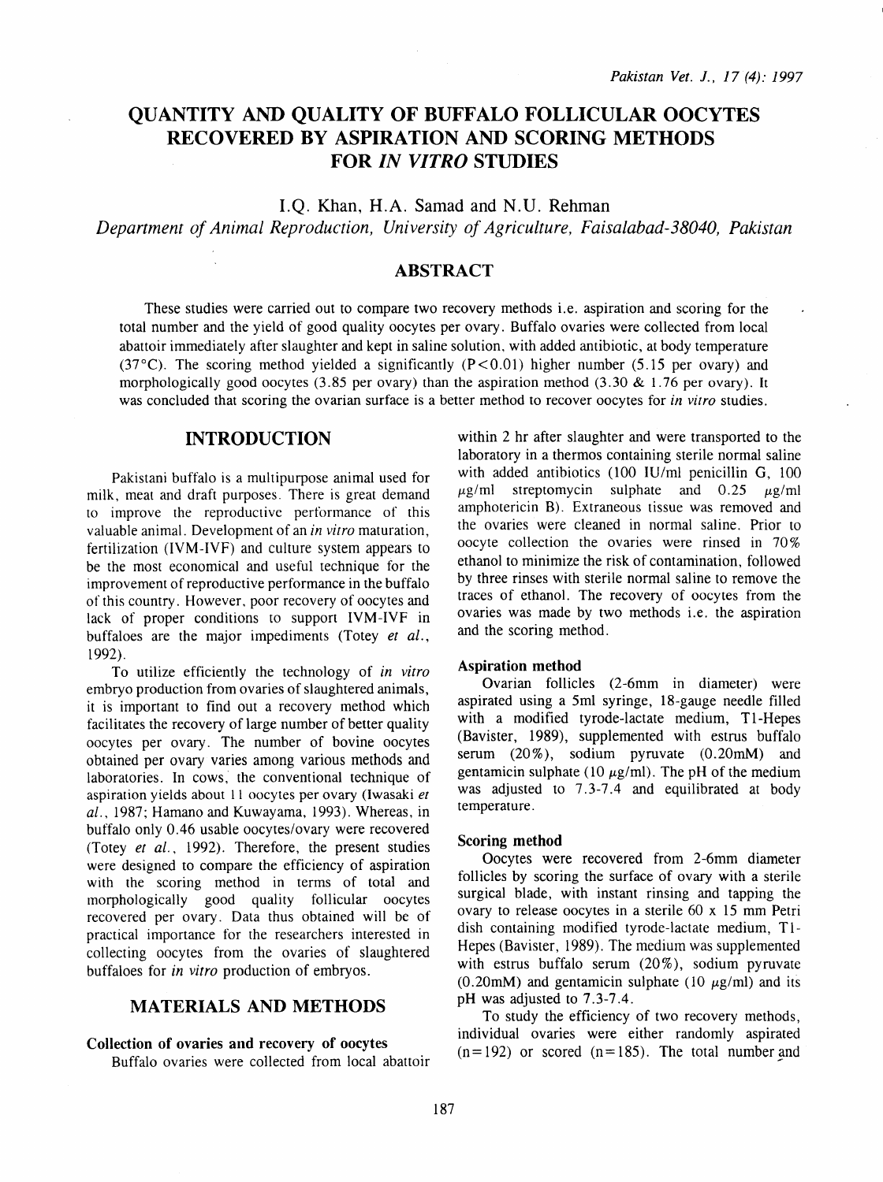# QUANTITY AND QUALITY OF BUFFALO FOLLICULAR OOCYTES RECOVERED BY ASPIRATION AND SCORING METHODS FOR *IN VITRO* STUDIES

I.Q. Khan, H.A. Samad and N.U. Rehman

*Department of Animal Reproduction, University of Agriculture, Faisalabad-38040, Pakistan*

## ABSTRACT

These studies were carried out to compare two recovery methods i.e. aspiration and scoring for the total number and the yield of good quality oocytes per ovary. Buffalo ovaries were collected from local abattoir immediately after slaughter and kept in saline solution, with added antibiotic, at body temperature (37°C). The scoring method yielded a significantly ($P<0.01$) higher number (5.15 per ovary) and morphologically good oocytes (3.85 per ovary) than the aspiration method (3.30 & 1.76 per ovary). It was concluded that scoring the ovarian surface is a better method to recover oocytes for *in vitro* studies.

## INTRODUCTION

Pakistani buffalo is a multipurpose animal used for milk, meat and draft purposes. There is great demand to improve the reproductive performance of this valuable animal. Development of an *in vitro* maturation, fertilization (IVM-IVF) and culture system appears to be the most economical and useful technique for the improvement of reproductive performance in the buffalo of this country. However, poor recovery of oocytes and lack of proper conditions to support IVM-IVF in buffaloes are the major impediments (Totey *et al.*, 1992).

To utilize efficiently the technology of *in vitro* embryo production from ovaries of slaughtered animals, it is important to find out a recovery method which facilitates the recovery of large number of better quality oocytes per ovary. The number of bovine oocytes obtained per ovary varies among various methods and laboratories. In cows, the conventional technique of aspiration yields about 11 oocytes per ovary (Iwasaki *et al.*, 1987; Hamano and Kuwayama, 1993). Whereas, in buffalo only 0.46 usable oocytes/ovary were recovered (Totey *et al.*, 1992). Therefore, the present studies were designed to compare the efficiency of aspiration with the scoring method in terms of total and morphologically good quality follicular oocytes recovered per ovary. Data thus obtained will be of practical importance for the researchers interested in collecting oocytes from the ovaries of slaughtered buffaloes for *in vitro* production of embryos.

## MATERIALS AND METHODS

### Collection of ovaries and recovery of oocytes

Buffalo ovaries were collected from local abattoir within 2 hr after slaughter and were transported to the laboratory in a thermos containing sterile normal saline with added antibiotics (100 IU/ml penicillin G, 100 μg/ml streptomycin sulphate and 0.25 μg/ml amphotericin B). Extraneous tissue was removed and the ovaries were cleaned in normal saline. Prior to oocyte collection the ovaries were rinsed in 70% ethanol to minimize the risk of contamination, followed by three rinses with sterile normal saline to remove the traces of ethanol. The recovery of oocytes from the ovaries was made by two methods i.e. the aspiration and the scoring method.

### Aspiration method

Ovarian follicles (2-6mm in diameter) were aspirated using a 5ml syringe, 18-gauge needle filled with a modified tyrode-lactate medium, T1-Hepes (Bavister, 1989), supplemented with estrus buffalo serum (20%), sodium pyruvate (0.20mM) and gentamicin sulphate (10 μg/ml). The pH of the medium was adjusted to 7.3-7.4 and equilibrated at body temperature.

### Scoring method

Oocytes were recovered from 2-6mm diameter follicles by scoring the surface of ovary with a sterile surgical blade, with instant rinsing and tapping the ovary to release oocytes in a sterile 60 x 15 mm Petri dish containing modified tyrode-lactate medium, T1-Hepes (Bavister, 1989). The medium was supplemented with estrus buffalo serum (20%), sodium pyruvate (0.20mM) and gentamicin sulphate (10 μg/ml) and its pH was adjusted to 7.3-7.4.

To study the efficiency of two recovery methods, individual ovaries were either randomly aspirated ($n=192$) or scored ($n=185$). The total number and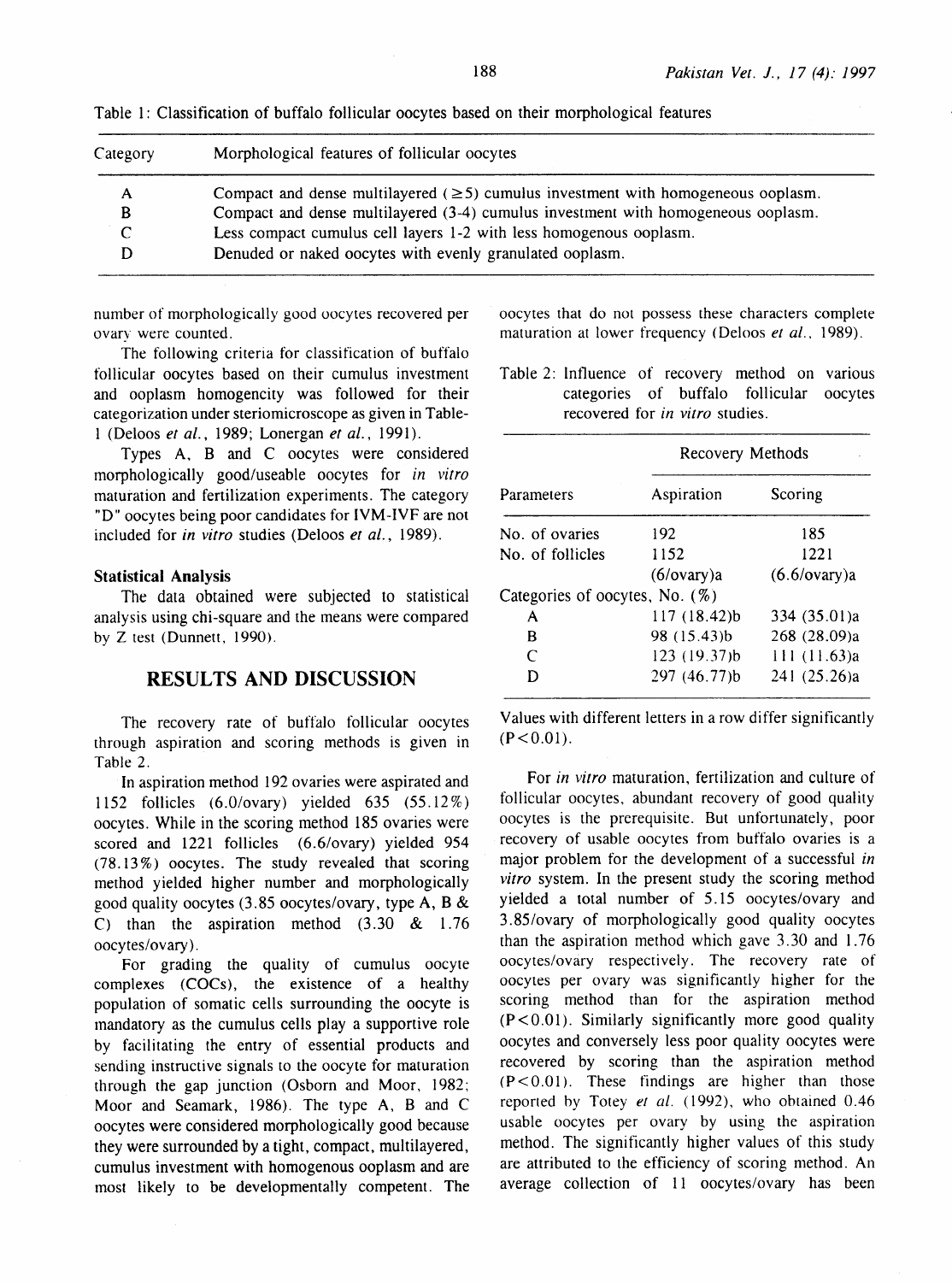Table 1: Classification of buffalo follicular oocytes based on their morphological features

| Category | Morphological features of follicular oocytes |
|---|---|
| A | Compact and dense multilayered ($\geq 5$) cumulus investment with homogeneous ooplasm. |
| B | Compact and dense multilayered (3-4) cumulus investment with homogeneous ooplasm. |
| C | Less compact cumulus cell layers 1-2 with less homogenous ooplasm. |
| D | Denuded or naked oocytes with evenly granulated ooplasm. |

number of morphologically good oocytes recovered per ovary were counted.

The following criteria for classification of buffalo follicular oocytes based on their cumulus investment and ooplasm homogencity was followed for their categorization under steriomicroscope as given in Table-1 (Deloos *et al.*, 1989; Lonergan *et al.*, 1991).

Types A, B and C oocytes were considered morphologically good/useable oocytes for *in vitro* maturation and fertilization experiments. The category "D" oocytes being poor candidates for IVM-IVF are not included for *in vitro* studies (Deloos *et al.*, 1989).

### Statistical Analysis

The data obtained were subjected to statistical analysis using chi-square and the means were compared by Z test (Dunnett, 1990).

## RESULTS AND DISCUSSION

The recovery rate of buffalo follicular oocytes through aspiration and scoring methods is given in Table 2.

In aspiration method 192 ovaries were aspirated and 1152 follicles (6.0/ovary) yielded 635 (55.12%) oocytes. While in the scoring method 185 ovaries were scored and 1221 follicles (6.6/ovary) yielded 954 (78.13%) oocytes. The study revealed that scoring method yielded higher number and morphologically good quality oocytes (3.85 oocytes/ovary, type A, B & C) than the aspiration method (3.30 & 1.76 oocytes/ovary).

For grading the quality of cumulus oocyte complexes (COCs), the existence of a healthy population of somatic cells surrounding the oocyte is mandatory as the cumulus cells play a supportive role by facilitating the entry of essential products and sending instructive signals to the oocyte for maturation through the gap junction (Osborn and Moor, 1982; Moor and Seamark, 1986). The type A, B and C oocytes were considered morphologically good because they were surrounded by a tight, compact, multilayered, cumulus investment with homogenous ooplasm and are most likely to be developmentally competent. The oocytes that do not possess these characters complete maturation at lower frequency (Deloos *et al.*, 1989).

Table 2: Influence of recovery method on various categories of buffalo follicular oocytes recovered for *in vitro* studies.

| Parameters | Recovery Methods | |
|---|---|---|
| | Aspiration | Scoring |
| No. of ovaries | 192 | 185 |
| No. of follicles | 1152 (6/ovary)a | 1221 (6.6/ovary)a |
| Categories of oocytes, No. (%) | | |
| A | 117 (18.42)b | 334 (35.01)a |
| B | 98 (15.43)b | 268 (28.09)a |
| C | 123 (19.37)b | 111 (11.63)a |
| D | 297 (46.77)b | 241 (25.26)a |

Values with different letters in a row differ significantly ($P<0.01$).

For *in vitro* maturation, fertilization and culture of follicular oocytes, abundant recovery of good quality oocytes is the prerequisite. But unfortunately, poor recovery of usable oocytes from buffalo ovaries is a major problem for the development of a successful *in vitro* system. In the present study the scoring method yielded a total number of 5.15 oocytes/ovary and 3.85/ovary of morphologically good quality oocytes than the aspiration method which gave 3.30 and 1.76 oocytes/ovary respectively. The recovery rate of oocytes per ovary was significantly higher for the scoring method than for the aspiration method ($P<0.01$). Similarly significantly more good quality oocytes and conversely less poor quality oocytes were recovered by scoring than the aspiration method ($P<0.01$). These findings are higher than those reported by Totey *et al.* (1992), who obtained 0.46 usable oocytes per ovary by using the aspiration method. The significantly higher values of this study are attributed to the efficiency of scoring method. An average collection of 11 oocytes/ovary has been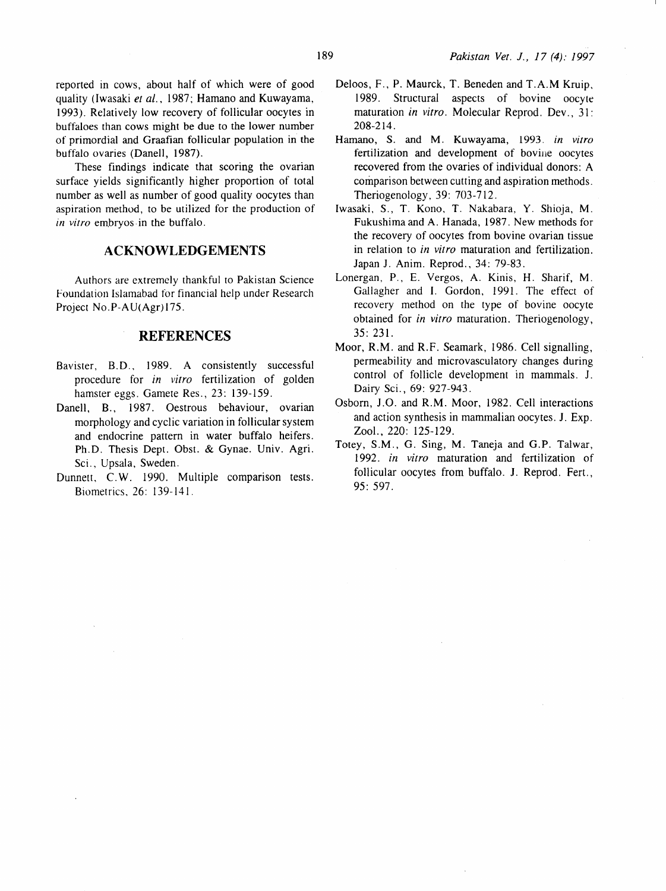reported in cows, about half of which were of good quality (Iwasaki *et al.*, 1987; Hamano and Kuwayama, 1993). Relatively low recovery of follicular oocytes in buffaloes than cows might be due to the lower number of primordial and Graafian follicular population in the buffalo ovaries (Danell, 1987).

These findings indicate that scoring the ovarian surface yields significantly higher proportion of total number as well as number of good quality oocytes than aspiration method, to be utilized for the production of *in vitro* embryos in the buffalo.

## ACKNOWLEDGEMENTS

Authors are extremely thankful to Pakistan Science Foundation Islamabad for financial help under Research Project No.P-AU(Agr)175.

## REFERENCES

- Bavister, B.D., 1989. A consistently successful procedure for *in vitro* fertilization of golden hamster eggs. Gamete Res., 23: 139-159.
- Danell, B., 1987. Oestrous behaviour, ovarian morphology and cyclic variation in follicular system and endocrine pattern in water buffalo heifers. Ph.D. Thesis Dept. Obst. & Gynae. Univ. Agri. Sci., Upsala, Sweden.
- Dunnett, C.W. 1990. Multiple comparison tests. Biometrics, 26: 139-141.
- Deloos, F., P. Maurck, T. Beneden and T.A.M Kruip, 1989. Structural aspects of bovine oocyte maturation *in vitro*. Molecular Reprod. Dev., 31: 208-214.
- Hamano, S. and M. Kuwayama, 1993. *in vitro* fertilization and development of bovine oocytes recovered from the ovaries of individual donors: A comparison between cutting and aspiration methods. Theriogenology, 39: 703-712.
- Iwasaki, S., T. Kono, T. Nakabara, Y. Shioja, M. Fukushima and A. Hanada, 1987. New methods for the recovery of oocytes from bovine ovarian tissue in relation to *in vitro* maturation and fertilization. Japan J. Anim. Reprod., 34: 79-83.
- Lonergan, P., E. Vergos, A. Kinis, H. Sharif, M. Gallagher and I. Gordon, 1991. The effect of recovery method on the type of bovine oocyte obtained for *in vitro* maturation. Theriogenology, 35: 231.
- Moor, R.M. and R.F. Seamark, 1986. Cell signalling, permeability and microvasculatory changes during control of follicle development in mammals. J. Dairy Sci., 69: 927-943.
- Osborn, J.O. and R.M. Moor, 1982. Cell interactions and action synthesis in mammalian oocytes. J. Exp. Zool., 220: 125-129.
- Totey, S.M., G. Sing, M. Taneja and G.P. Talwar, 1992. *in vitro* maturation and fertilization of follicular oocytes from buffalo. J. Reprod. Fert., 95: 597.